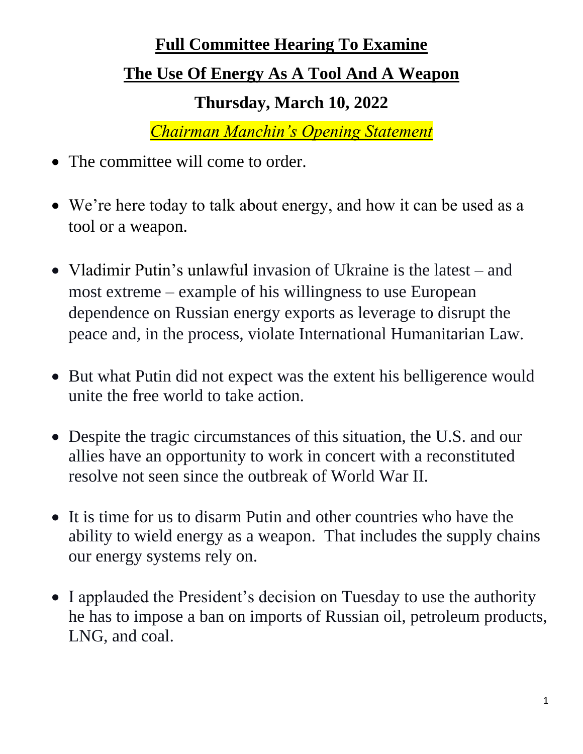# **Full Committee Hearing To Examine**

# **The Use Of Energy As A Tool And A Weapon**

## **Thursday, March 10, 2022**

***Chairman Manchin's Opening Statement***

- The committee will come to order.
- We're here today to talk about energy, and how it can be used as a tool or a weapon.
- Vladimir Putin's unlawful invasion of Ukraine is the latest – and most extreme – example of his willingness to use European dependence on Russian energy exports as leverage to disrupt the peace and, in the process, violate International Humanitarian Law.
- But what Putin did not expect was the extent his belligerence would unite the free world to take action.
- Despite the tragic circumstances of this situation, the U.S. and our allies have an opportunity to work in concert with a reconstituted resolve not seen since the outbreak of World War II.
- It is time for us to disarm Putin and other countries who have the ability to wield energy as a weapon. That includes the supply chains our energy systems rely on.
- I applauded the President's decision on Tuesday to use the authority he has to impose a ban on imports of Russian oil, petroleum products, LNG, and coal.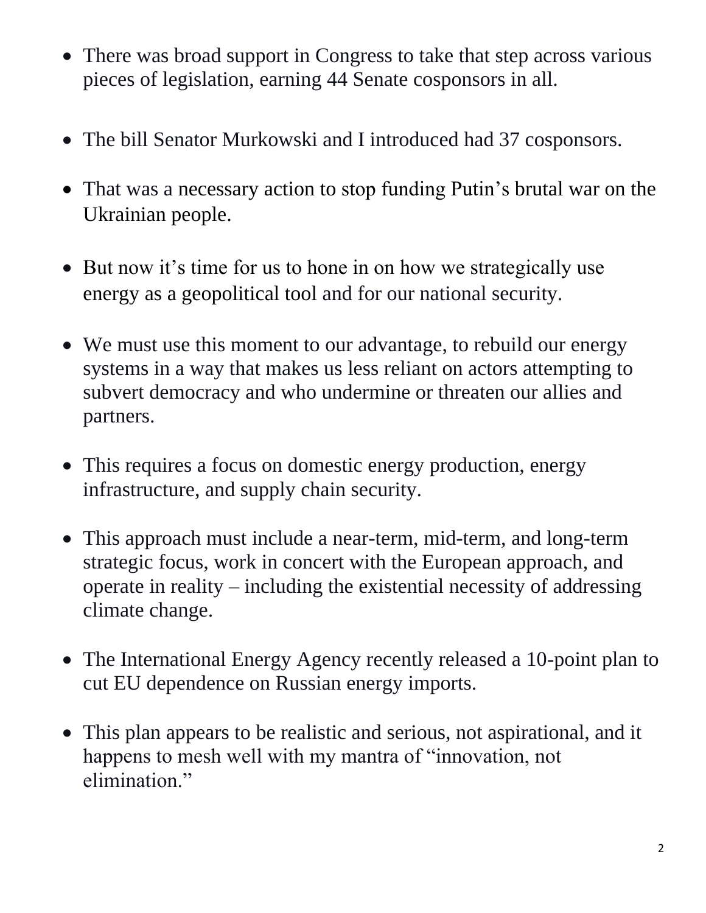- There was broad support in Congress to take that step across various pieces of legislation, earning 44 Senate cosponsors in all.
- The bill Senator Murkowski and I introduced had 37 cosponsors.
- That was a necessary action to stop funding Putin's brutal war on the Ukrainian people.
- But now it's time for us to hone in on how we strategically use energy as a geopolitical tool and for our national security.
- We must use this moment to our advantage, to rebuild our energy systems in a way that makes us less reliant on actors attempting to subvert democracy and who undermine or threaten our allies and partners.
- This requires a focus on domestic energy production, energy infrastructure, and supply chain security.
- This approach must include a near-term, mid-term, and long-term strategic focus, work in concert with the European approach, and operate in reality – including the existential necessity of addressing climate change.
- The International Energy Agency recently released a 10-point plan to cut EU dependence on Russian energy imports.
- This plan appears to be realistic and serious, not aspirational, and it happens to mesh well with my mantra of "innovation, not elimination."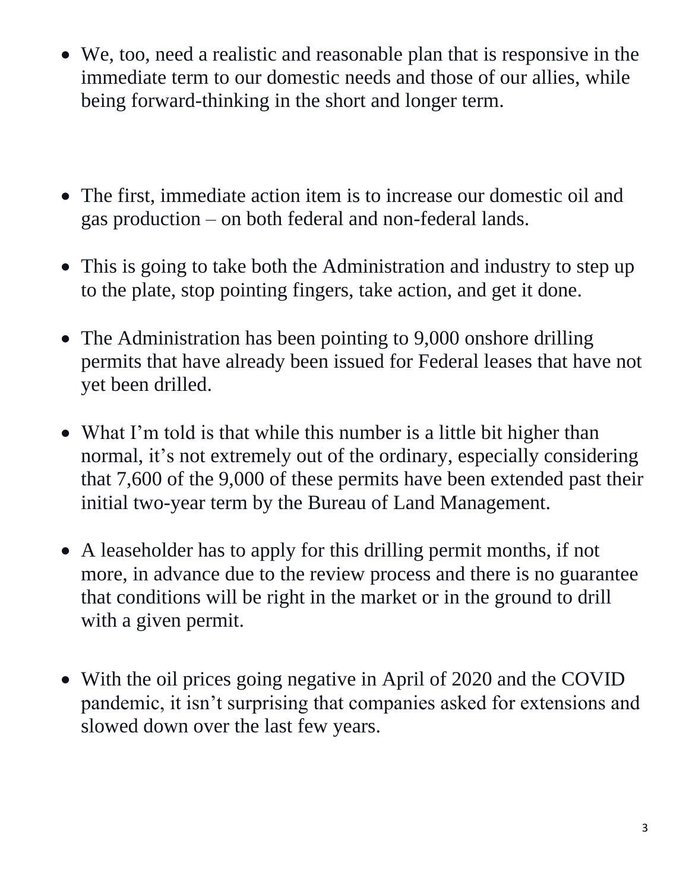- We, too, need a realistic and reasonable plan that is responsive in the immediate term to our domestic needs and those of our allies, while being forward-thinking in the short and longer term.

- The first, immediate action item is to increase our domestic oil and gas production – on both federal and non-federal lands.
- This is going to take both the Administration and industry to step up to the plate, stop pointing fingers, take action, and get it done.
- The Administration has been pointing to 9,000 onshore drilling permits that have already been issued for Federal leases that have not yet been drilled.
- What I'm told is that while this number is a little bit higher than normal, it's not extremely out of the ordinary, especially considering that 7,600 of the 9,000 of these permits have been extended past their initial two-year term by the Bureau of Land Management.
- A leaseholder has to apply for this drilling permit months, if not more, in advance due to the review process and there is no guarantee that conditions will be right in the market or in the ground to drill with a given permit.
- With the oil prices going negative in April of 2020 and the COVID pandemic, it isn't surprising that companies asked for extensions and slowed down over the last few years.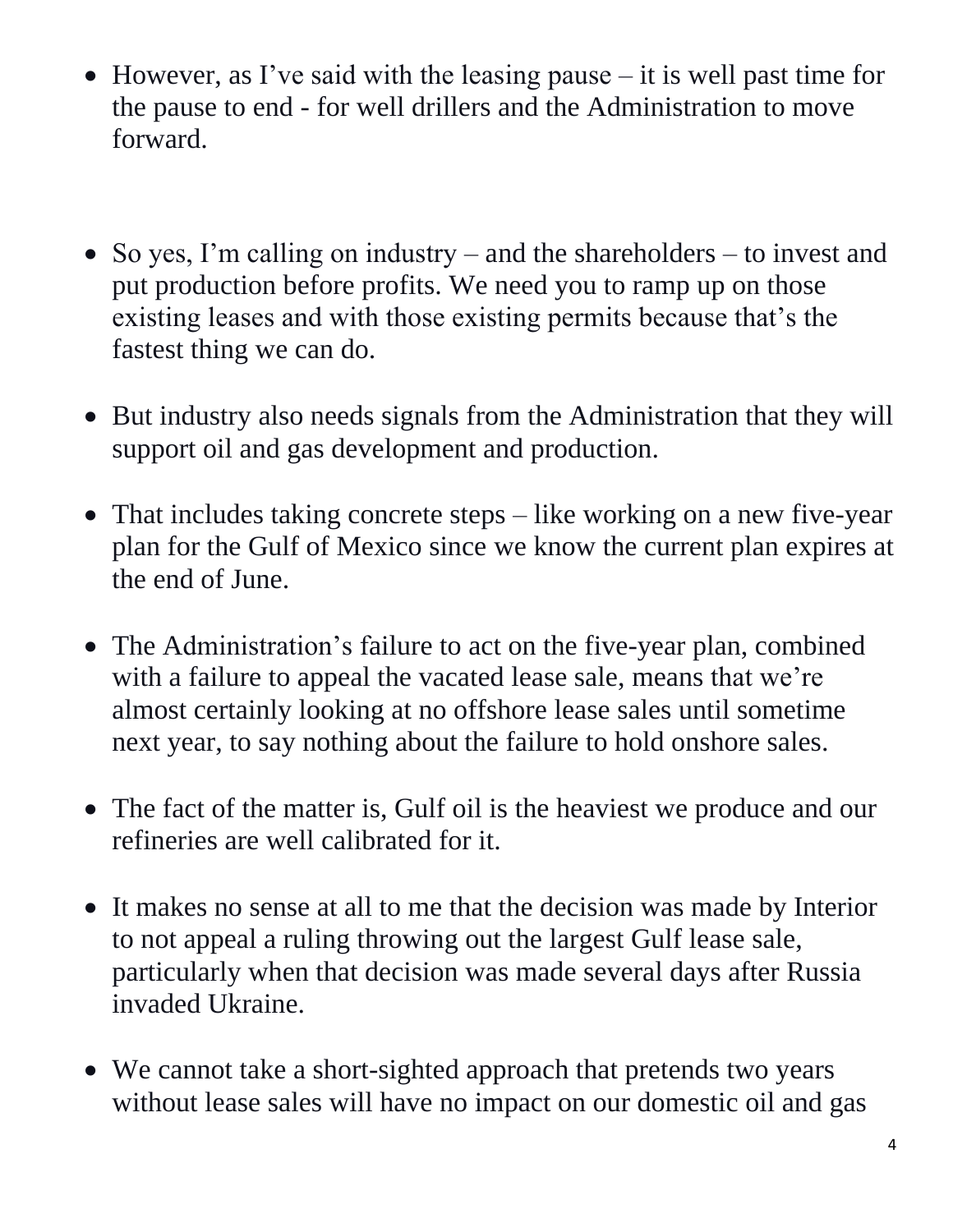- However, as I've said with the leasing pause – it is well past time for the pause to end - for well drillers and the Administration to move forward.

- So yes, I'm calling on industry – and the shareholders – to invest and put production before profits. We need you to ramp up on those existing leases and with those existing permits because that's the fastest thing we can do.

- But industry also needs signals from the Administration that they will support oil and gas development and production.

- That includes taking concrete steps – like working on a new five-year plan for the Gulf of Mexico since we know the current plan expires at the end of June.

- The Administration's failure to act on the five-year plan, combined with a failure to appeal the vacated lease sale, means that we're almost certainly looking at no offshore lease sales until sometime next year, to say nothing about the failure to hold onshore sales.

- The fact of the matter is, Gulf oil is the heaviest we produce and our refineries are well calibrated for it.

- It makes no sense at all to me that the decision was made by Interior to not appeal a ruling throwing out the largest Gulf lease sale, particularly when that decision was made several days after Russia invaded Ukraine.

- We cannot take a short-sighted approach that pretends two years without lease sales will have no impact on our domestic oil and gas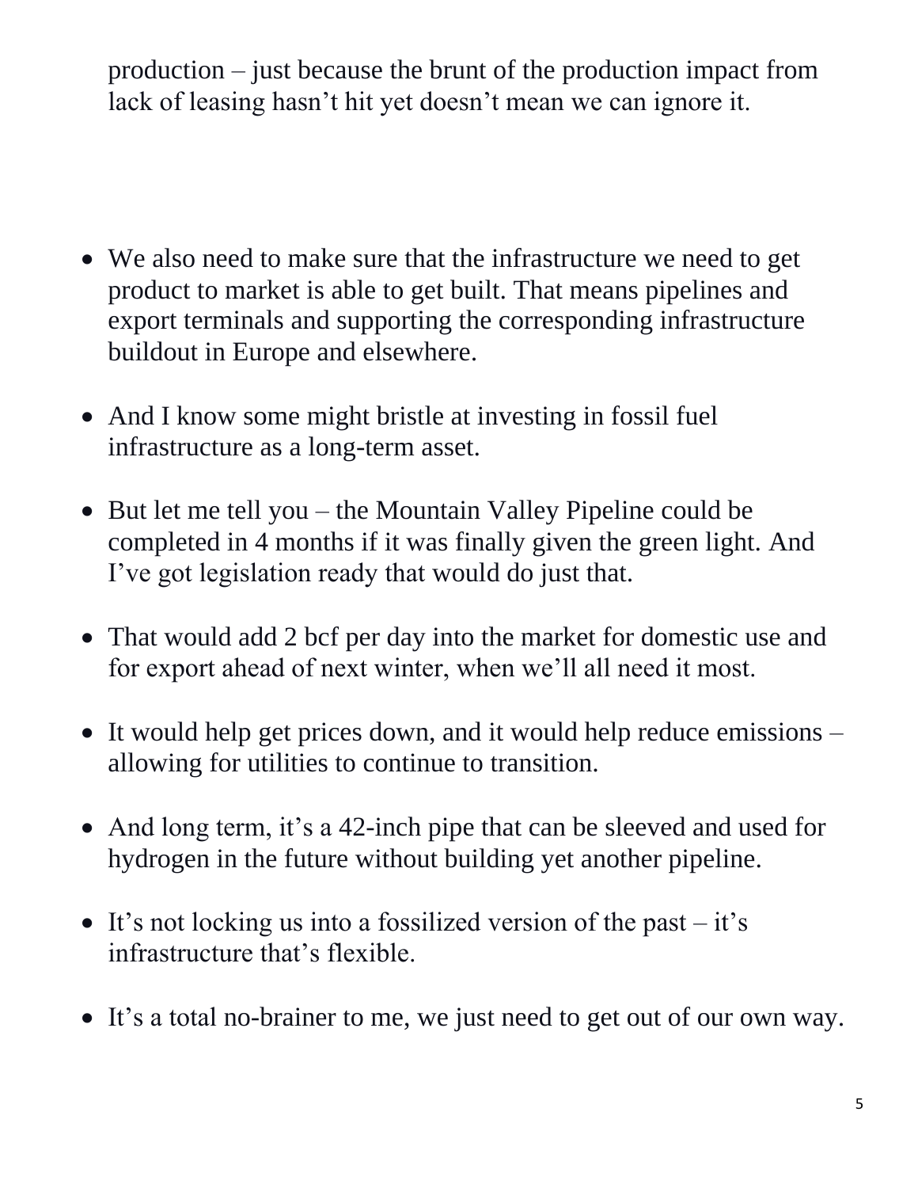production – just because the brunt of the production impact from lack of leasing hasn't hit yet doesn't mean we can ignore it.

- We also need to make sure that the infrastructure we need to get product to market is able to get built. That means pipelines and export terminals and supporting the corresponding infrastructure buildout in Europe and elsewhere.
- And I know some might bristle at investing in fossil fuel infrastructure as a long-term asset.
- But let me tell you – the Mountain Valley Pipeline could be completed in 4 months if it was finally given the green light. And I've got legislation ready that would do just that.
- That would add 2 bcf per day into the market for domestic use and for export ahead of next winter, when we'll all need it most.
- It would help get prices down, and it would help reduce emissions – allowing for utilities to continue to transition.
- And long term, it's a 42-inch pipe that can be sleeved and used for hydrogen in the future without building yet another pipeline.
- It's not locking us into a fossilized version of the past – it's infrastructure that's flexible.
- It's a total no-brainer to me, we just need to get out of our own way.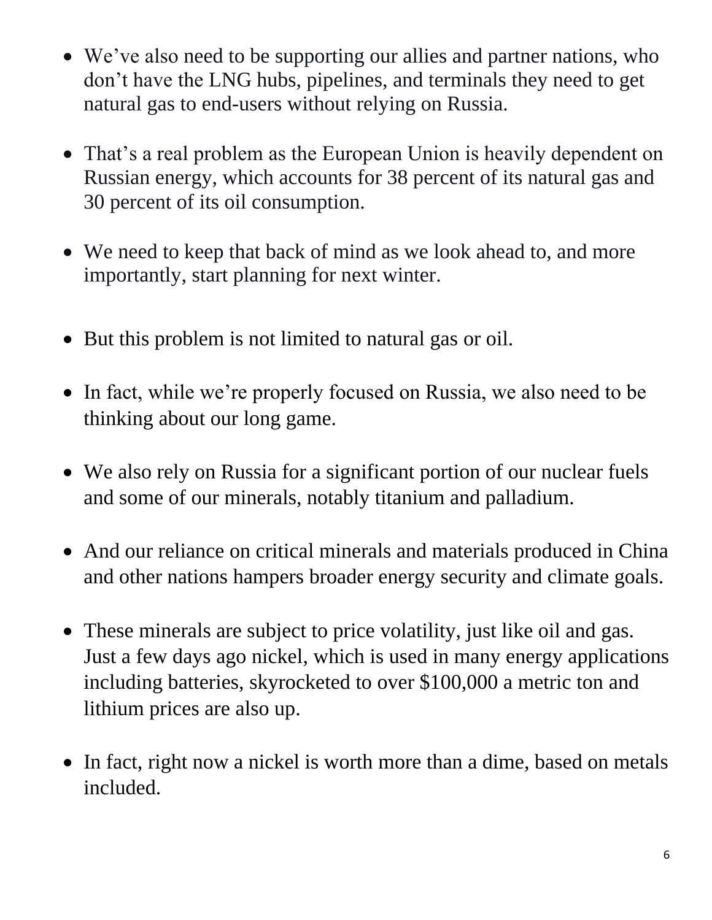- We've also need to be supporting our allies and partner nations, who don't have the LNG hubs, pipelines, and terminals they need to get natural gas to end-users without relying on Russia.

- That's a real problem as the European Union is heavily dependent on Russian energy, which accounts for 38 percent of its natural gas and 30 percent of its oil consumption.

- We need to keep that back of mind as we look ahead to, and more importantly, start planning for next winter.

- But this problem is not limited to natural gas or oil.

- In fact, while we're properly focused on Russia, we also need to be thinking about our long game.

- We also rely on Russia for a significant portion of our nuclear fuels and some of our minerals, notably titanium and palladium.

- And our reliance on critical minerals and materials produced in China and other nations hampers broader energy security and climate goals.

- These minerals are subject to price volatility, just like oil and gas. Just a few days ago nickel, which is used in many energy applications including batteries, skyrocketed to over $100,000 a metric ton and lithium prices are also up.

- In fact, right now a nickel is worth more than a dime, based on metals included.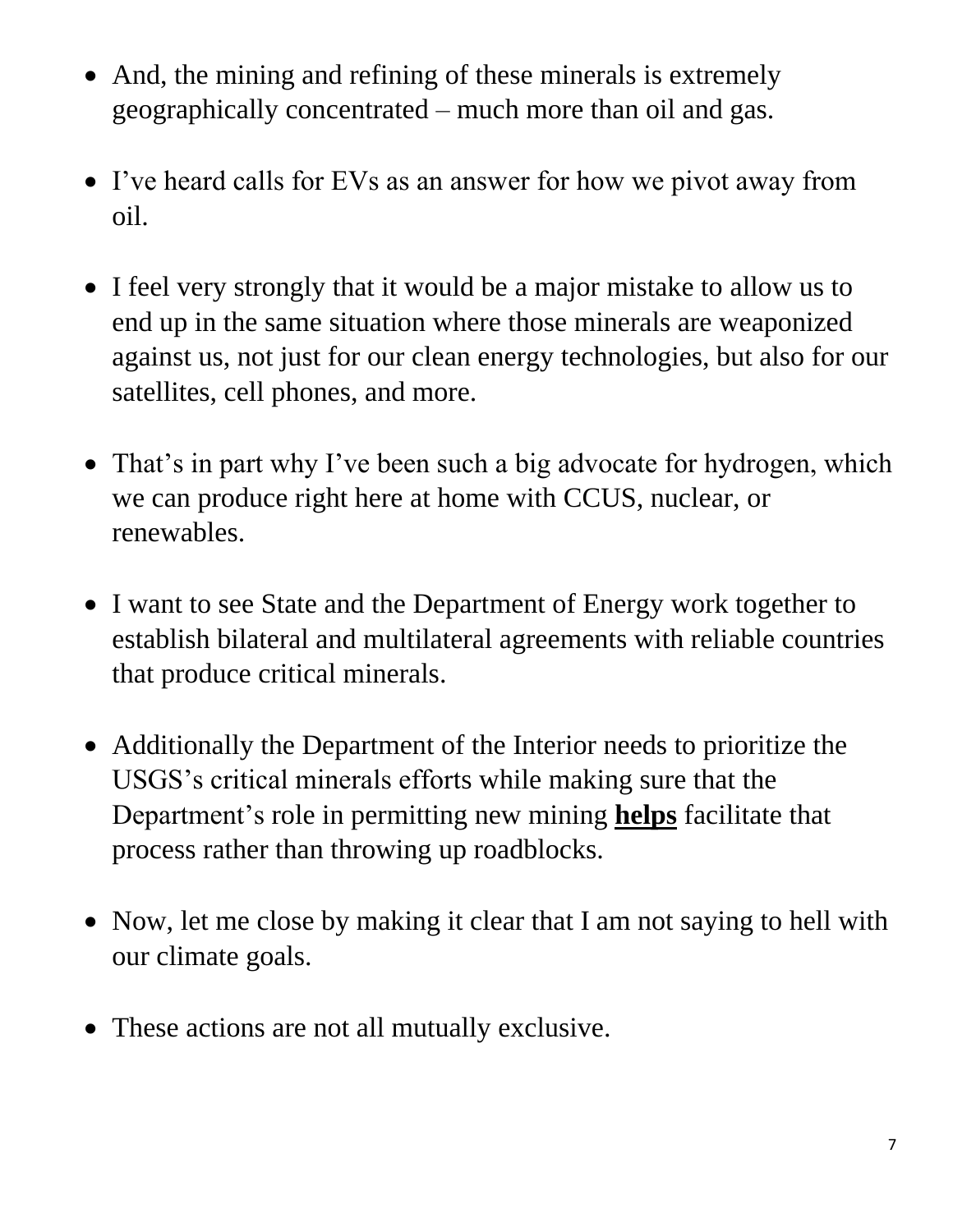- And, the mining and refining of these minerals is extremely geographically concentrated – much more than oil and gas.

- I've heard calls for EVs as an answer for how we pivot away from oil.

- I feel very strongly that it would be a major mistake to allow us to end up in the same situation where those minerals are weaponized against us, not just for our clean energy technologies, but also for our satellites, cell phones, and more.

- That's in part why I've been such a big advocate for hydrogen, which we can produce right here at home with CCUS, nuclear, or renewables.

- I want to see State and the Department of Energy work together to establish bilateral and multilateral agreements with reliable countries that produce critical minerals.

- Additionally the Department of the Interior needs to prioritize the USGS's critical minerals efforts while making sure that the Department's role in permitting new mining <u>**helps**</u> facilitate that process rather than throwing up roadblocks.

- Now, let me close by making it clear that I am not saying to hell with our climate goals.

- These actions are not all mutually exclusive.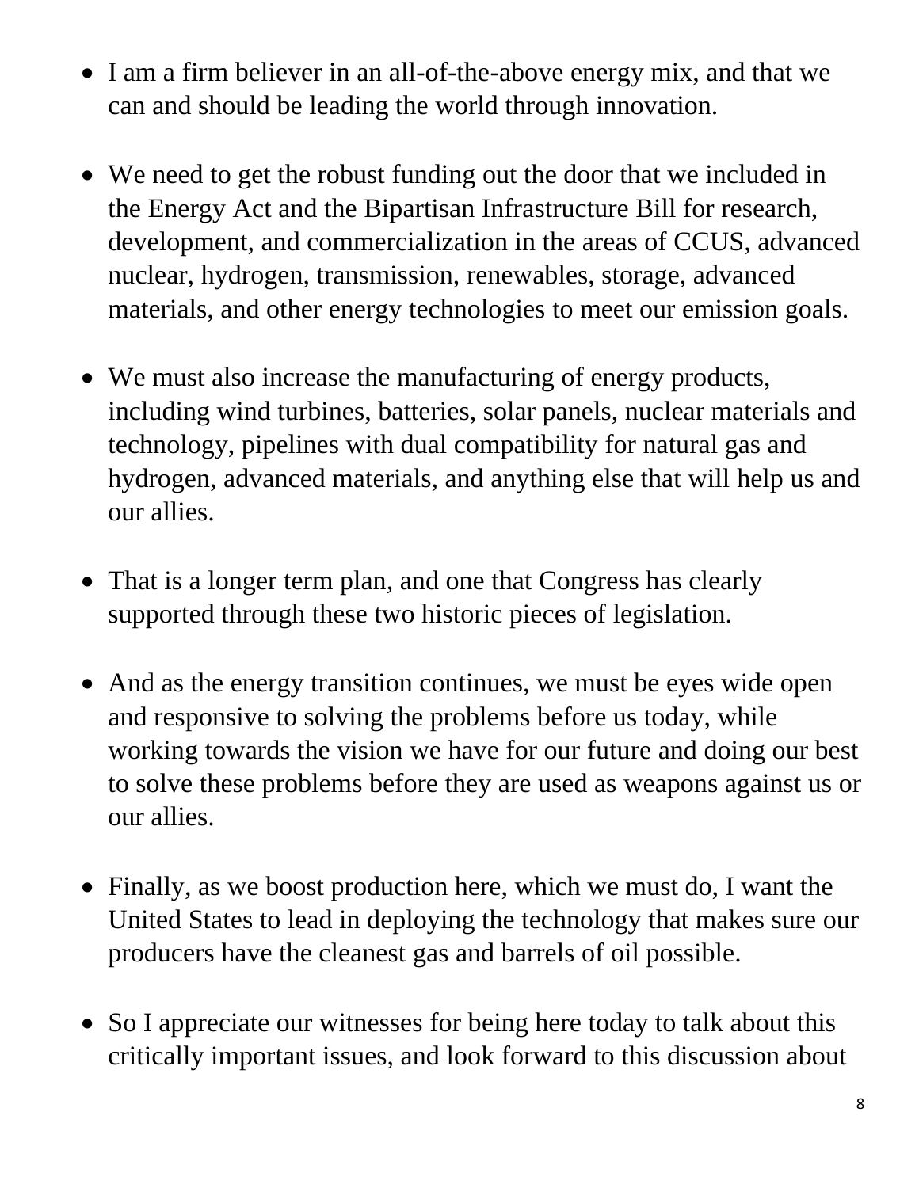- I am a firm believer in an all-of-the-above energy mix, and that we can and should be leading the world through innovation.

- We need to get the robust funding out the door that we included in the Energy Act and the Bipartisan Infrastructure Bill for research, development, and commercialization in the areas of CCUS, advanced nuclear, hydrogen, transmission, renewables, storage, advanced materials, and other energy technologies to meet our emission goals.

- We must also increase the manufacturing of energy products, including wind turbines, batteries, solar panels, nuclear materials and technology, pipelines with dual compatibility for natural gas and hydrogen, advanced materials, and anything else that will help us and our allies.

- That is a longer term plan, and one that Congress has clearly supported through these two historic pieces of legislation.

- And as the energy transition continues, we must be eyes wide open and responsive to solving the problems before us today, while working towards the vision we have for our future and doing our best to solve these problems before they are used as weapons against us or our allies.

- Finally, as we boost production here, which we must do, I want the United States to lead in deploying the technology that makes sure our producers have the cleanest gas and barrels of oil possible.

- So I appreciate our witnesses for being here today to talk about this critically important issues, and look forward to this discussion about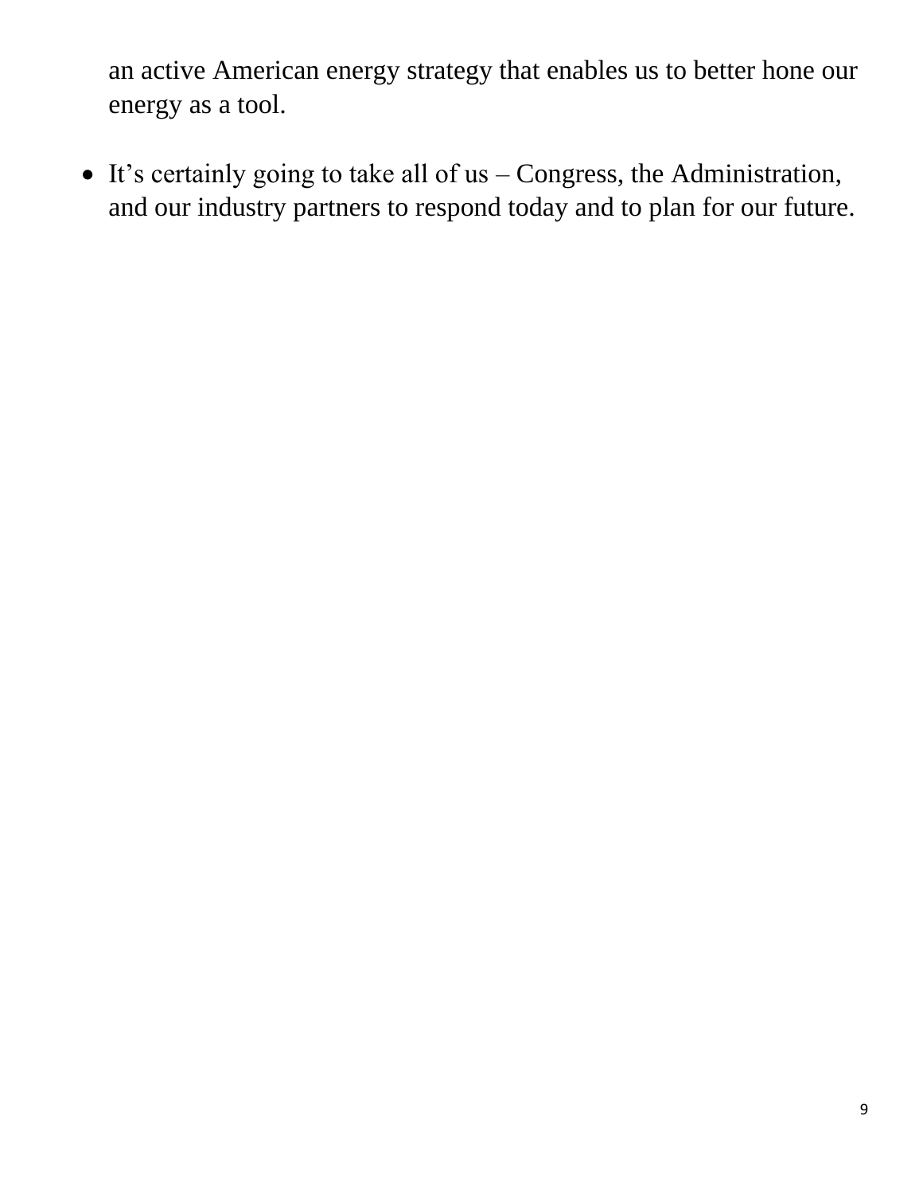an active American energy strategy that enables us to better hone our energy as a tool.

- It's certainly going to take all of us – Congress, the Administration, and our industry partners to respond today and to plan for our future.